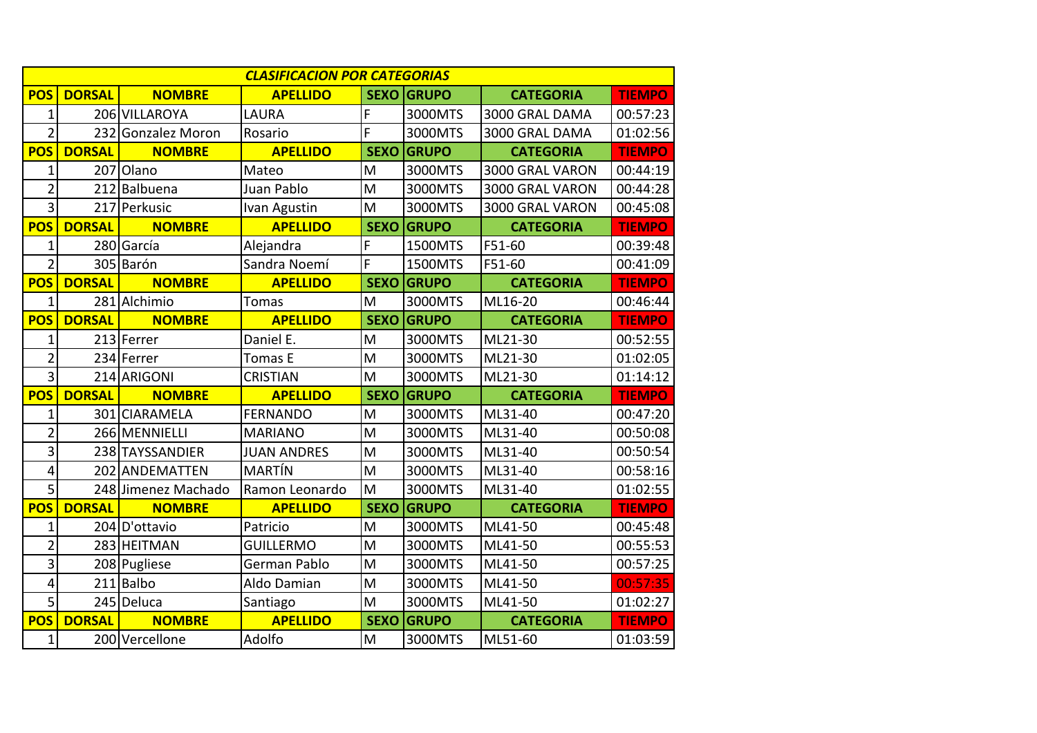| *CLASIFICACION POR CATEGORIAS* | | | | | | | |
|---|---|---|---|---|---|---|---|
| **POS** | **DORSAL** | **NOMBRE** | **APELLIDO** | **SEXO** | **GRUPO** | **CATEGORIA** | **TIEMPO** |
| 1 | 206 | VILLAROYA | LAURA | F | 3000MTS | 3000 GRAL DAMA | 00:57:23 |
| 2 | 232 | Gonzalez Moron | Rosario | F | 3000MTS | 3000 GRAL DAMA | 01:02:56 |
| **POS** | **DORSAL** | **NOMBRE** | **APELLIDO** | **SEXO** | **GRUPO** | **CATEGORIA** | **TIEMPO** |
| 1 | 207 | Olano | Mateo | M | 3000MTS | 3000 GRAL VARON | 00:44:19 |
| 2 | 212 | Balbuena | Juan Pablo | M | 3000MTS | 3000 GRAL VARON | 00:44:28 |
| 3 | 217 | Perkusic | Ivan Agustin | M | 3000MTS | 3000 GRAL VARON | 00:45:08 |
| **POS** | **DORSAL** | **NOMBRE** | **APELLIDO** | **SEXO** | **GRUPO** | **CATEGORIA** | **TIEMPO** |
| 1 | 280 | García | Alejandra | F | 1500MTS | F51-60 | 00:39:48 |
| 2 | 305 | Barón | Sandra Noemí | F | 1500MTS | F51-60 | 00:41:09 |
| **POS** | **DORSAL** | **NOMBRE** | **APELLIDO** | **SEXO** | **GRUPO** | **CATEGORIA** | **TIEMPO** |
| 1 | 281 | Alchimio | Tomas | M | 3000MTS | ML16-20 | 00:46:44 |
| **POS** | **DORSAL** | **NOMBRE** | **APELLIDO** | **SEXO** | **GRUPO** | **CATEGORIA** | **TIEMPO** |
| 1 | 213 | Ferrer | Daniel E. | M | 3000MTS | ML21-30 | 00:52:55 |
| 2 | 234 | Ferrer | Tomas E | M | 3000MTS | ML21-30 | 01:02:05 |
| 3 | 214 | ARIGONI | CRISTIAN | M | 3000MTS | ML21-30 | 01:14:12 |
| **POS** | **DORSAL** | **NOMBRE** | **APELLIDO** | **SEXO** | **GRUPO** | **CATEGORIA** | **TIEMPO** |
| 1 | 301 | CIARAMELA | FERNANDO | M | 3000MTS | ML31-40 | 00:47:20 |
| 2 | 266 | MENNIELLI | MARIANO | M | 3000MTS | ML31-40 | 00:50:08 |
| 3 | 238 | TAYSSANDIER | JUAN ANDRES | M | 3000MTS | ML31-40 | 00:50:54 |
| 4 | 202 | ANDEMATTEN | MARTÍN | M | 3000MTS | ML31-40 | 00:58:16 |
| 5 | 248 | Jimenez Machado | Ramon Leonardo | M | 3000MTS | ML31-40 | 01:02:55 |
| **POS** | **DORSAL** | **NOMBRE** | **APELLIDO** | **SEXO** | **GRUPO** | **CATEGORIA** | **TIEMPO** |
| 1 | 204 | D'ottavio | Patricio | M | 3000MTS | ML41-50 | 00:45:48 |
| 2 | 283 | HEITMAN | GUILLERMO | M | 3000MTS | ML41-50 | 00:55:53 |
| 3 | 208 | Pugliese | German Pablo | M | 3000MTS | ML41-50 | 00:57:25 |
| 4 | 211 | Balbo | Aldo Damian | M | 3000MTS | ML41-50 | 00:57:35 |
| 5 | 245 | Deluca | Santiago | M | 3000MTS | ML41-50 | 01:02:27 |
| **POS** | **DORSAL** | **NOMBRE** | **APELLIDO** | **SEXO** | **GRUPO** | **CATEGORIA** | **TIEMPO** |
| 1 | 200 | Vercellone | Adolfo | M | 3000MTS | ML51-60 | 01:03:59 |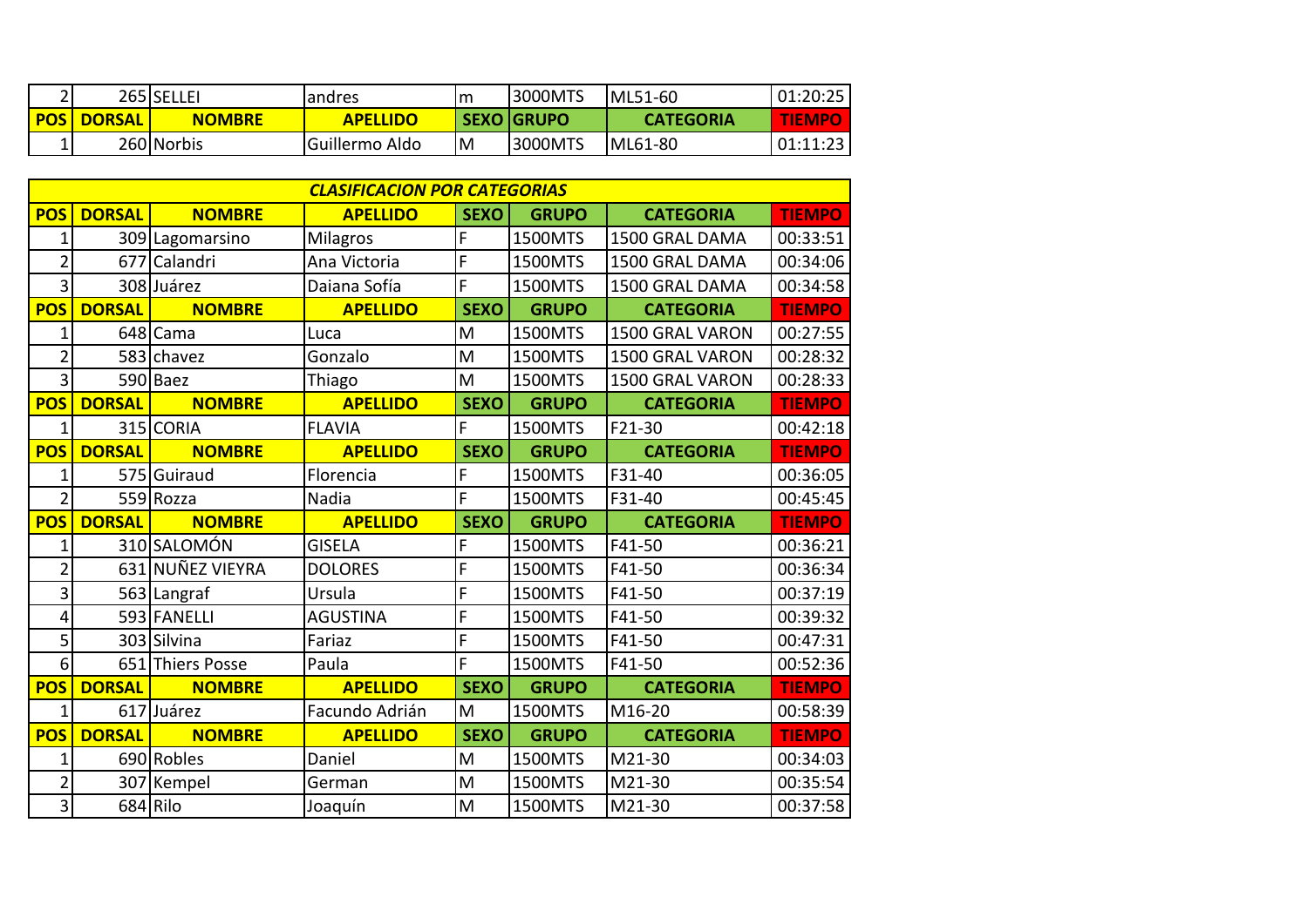| POS | DORSAL | NOMBRE | APELLIDO | SEXO | GRUPO | CATEGORIA | TIEMPO |
|---|---|---|---|---|---|---|---|
| 2 | 265 | SELLEI | andres | m | 3000MTS | ML51-60 | 01:20:25 |
| **POS** | **DORSAL** | **NOMBRE** | **APELLIDO** | **SEXO** | **GRUPO** | **CATEGORIA** | **TIEMPO** |
| 1 | 260 | Norbis | Guillermo Aldo | M | 3000MTS | ML61-80 | 01:11:23 |

***CLASIFICACION POR CATEGORIAS***

| POS | DORSAL | NOMBRE | APELLIDO | SEXO | GRUPO | CATEGORIA | TIEMPO |
|---|---|---|---|---|---|---|---|
| 1 | 309 | Lagomarsino | Milagros | F | 1500MTS | 1500 GRAL DAMA | 00:33:51 |
| 2 | 677 | Calandri | Ana Victoria | F | 1500MTS | 1500 GRAL DAMA | 00:34:06 |
| 3 | 308 | Juárez | Daiana Sofía | F | 1500MTS | 1500 GRAL DAMA | 00:34:58 |
| **POS** | **DORSAL** | **NOMBRE** | **APELLIDO** | **SEXO** | **GRUPO** | **CATEGORIA** | **TIEMPO** |
| 1 | 648 | Cama | Luca | M | 1500MTS | 1500 GRAL VARON | 00:27:55 |
| 2 | 583 | chavez | Gonzalo | M | 1500MTS | 1500 GRAL VARON | 00:28:32 |
| 3 | 590 | Baez | Thiago | M | 1500MTS | 1500 GRAL VARON | 00:28:33 |
| **POS** | **DORSAL** | **NOMBRE** | **APELLIDO** | **SEXO** | **GRUPO** | **CATEGORIA** | **TIEMPO** |
| 1 | 315 | CORIA | FLAVIA | F | 1500MTS | F21-30 | 00:42:18 |
| **POS** | **DORSAL** | **NOMBRE** | **APELLIDO** | **SEXO** | **GRUPO** | **CATEGORIA** | **TIEMPO** |
| 1 | 575 | Guiraud | Florencia | F | 1500MTS | F31-40 | 00:36:05 |
| 2 | 559 | Rozza | Nadia | F | 1500MTS | F31-40 | 00:45:45 |
| **POS** | **DORSAL** | **NOMBRE** | **APELLIDO** | **SEXO** | **GRUPO** | **CATEGORIA** | **TIEMPO** |
| 1 | 310 | SALOMÓN | GISELA | F | 1500MTS | F41-50 | 00:36:21 |
| 2 | 631 | NUÑEZ VIEYRA | DOLORES | F | 1500MTS | F41-50 | 00:36:34 |
| 3 | 563 | Langraf | Ursula | F | 1500MTS | F41-50 | 00:37:19 |
| 4 | 593 | FANELLI | AGUSTINA | F | 1500MTS | F41-50 | 00:39:32 |
| 5 | 303 | Silvina | Fariaz | F | 1500MTS | F41-50 | 00:47:31 |
| 6 | 651 | Thiers Posse | Paula | F | 1500MTS | F41-50 | 00:52:36 |
| **POS** | **DORSAL** | **NOMBRE** | **APELLIDO** | **SEXO** | **GRUPO** | **CATEGORIA** | **TIEMPO** |
| 1 | 617 | Juárez | Facundo Adrián | M | 1500MTS | M16-20 | 00:58:39 |
| **POS** | **DORSAL** | **NOMBRE** | **APELLIDO** | **SEXO** | **GRUPO** | **CATEGORIA** | **TIEMPO** |
| 1 | 690 | Robles | Daniel | M | 1500MTS | M21-30 | 00:34:03 |
| 2 | 307 | Kempel | German | M | 1500MTS | M21-30 | 00:35:54 |
| 3 | 684 | Rilo | Joaquín | M | 1500MTS | M21-30 | 00:37:58 |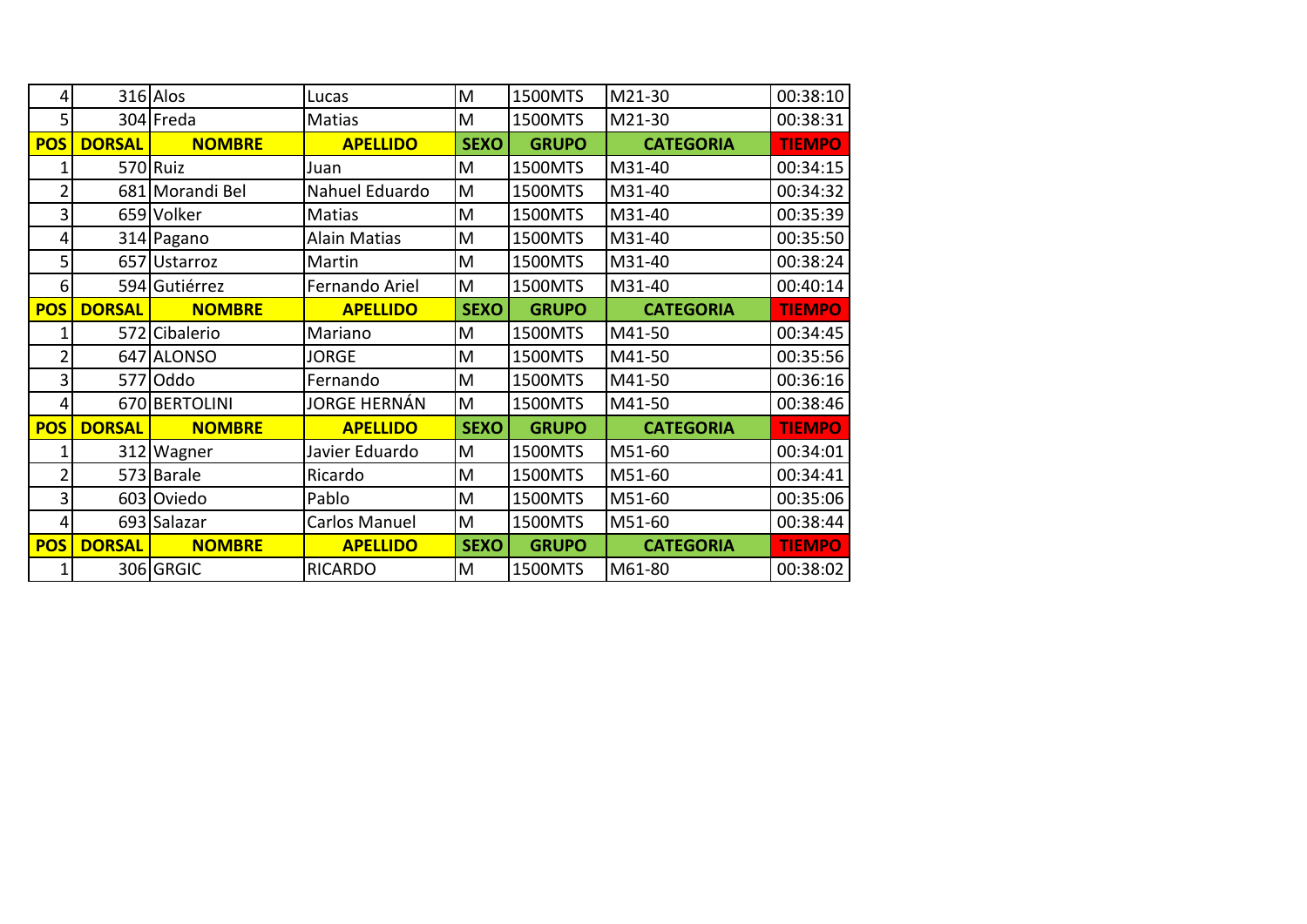| | | | | | | | |
|---|---|---|---|---|---|---|---|
| 4 | 316 | Alos | Lucas | M | 1500MTS | M21-30 | 00:38:10 |
| 5 | 304 | Freda | Matias | M | 1500MTS | M21-30 | 00:38:31 |
| **POS** | **DORSAL** | **NOMBRE** | **APELLIDO** | **SEXO** | **GRUPO** | **CATEGORIA** | **TIEMPO** |
| 1 | 570 | Ruiz | Juan | M | 1500MTS | M31-40 | 00:34:15 |
| 2 | 681 | Morandi Bel | Nahuel Eduardo | M | 1500MTS | M31-40 | 00:34:32 |
| 3 | 659 | Volker | Matias | M | 1500MTS | M31-40 | 00:35:39 |
| 4 | 314 | Pagano | Alain Matias | M | 1500MTS | M31-40 | 00:35:50 |
| 5 | 657 | Ustarroz | Martin | M | 1500MTS | M31-40 | 00:38:24 |
| 6 | 594 | Gutiérrez | Fernando Ariel | M | 1500MTS | M31-40 | 00:40:14 |
| **POS** | **DORSAL** | **NOMBRE** | **APELLIDO** | **SEXO** | **GRUPO** | **CATEGORIA** | **TIEMPO** |
| 1 | 572 | Cibalerio | Mariano | M | 1500MTS | M41-50 | 00:34:45 |
| 2 | 647 | ALONSO | JORGE | M | 1500MTS | M41-50 | 00:35:56 |
| 3 | 577 | Oddo | Fernando | M | 1500MTS | M41-50 | 00:36:16 |
| 4 | 670 | BERTOLINI | JORGE HERNÁN | M | 1500MTS | M41-50 | 00:38:46 |
| **POS** | **DORSAL** | **NOMBRE** | **APELLIDO** | **SEXO** | **GRUPO** | **CATEGORIA** | **TIEMPO** |
| 1 | 312 | Wagner | Javier Eduardo | M | 1500MTS | M51-60 | 00:34:01 |
| 2 | 573 | Barale | Ricardo | M | 1500MTS | M51-60 | 00:34:41 |
| 3 | 603 | Oviedo | Pablo | M | 1500MTS | M51-60 | 00:35:06 |
| 4 | 693 | Salazar | Carlos Manuel | M | 1500MTS | M51-60 | 00:38:44 |
| **POS** | **DORSAL** | **NOMBRE** | **APELLIDO** | **SEXO** | **GRUPO** | **CATEGORIA** | **TIEMPO** |
| 1 | 306 | GRGIC | RICARDO | M | 1500MTS | M61-80 | 00:38:02 |